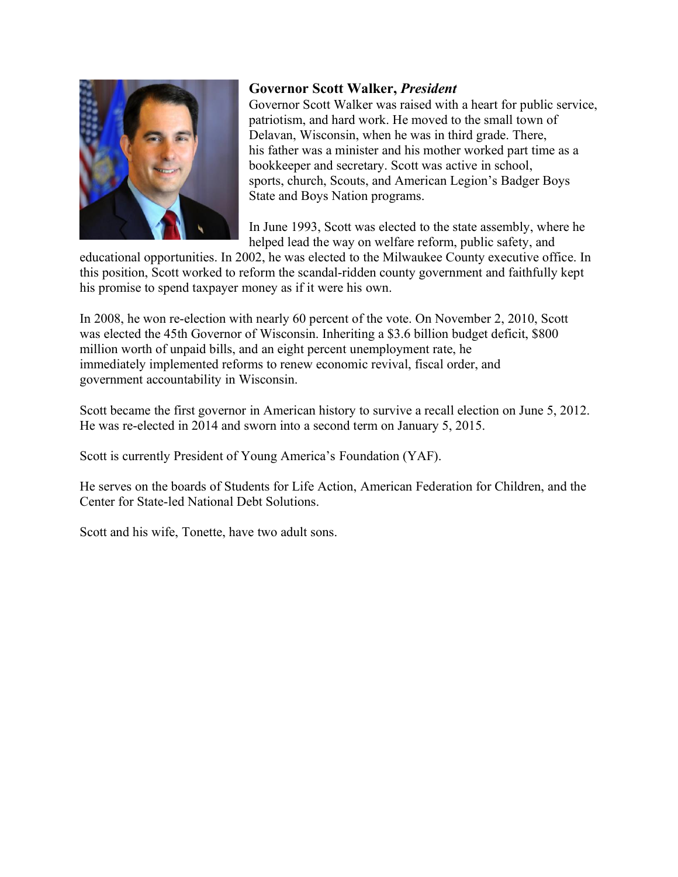**Governor Scott Walker, *President***

Governor Scott Walker was raised with a heart for public service, patriotism, and hard work. He moved to the small town of Delavan, Wisconsin, when he was in third grade. There, his father was a minister and his mother worked part time as a bookkeeper and secretary. Scott was active in school, sports, church, Scouts, and American Legion's Badger Boys State and Boys Nation programs.

In June 1993, Scott was elected to the state assembly, where he helped lead the way on welfare reform, public safety, and educational opportunities. In 2002, he was elected to the Milwaukee County executive office. In this position, Scott worked to reform the scandal-ridden county government and faithfully kept his promise to spend taxpayer money as if it were his own.

In 2008, he won re-election with nearly 60 percent of the vote. On November 2, 2010, Scott was elected the 45th Governor of Wisconsin. Inheriting a $3.6 billion budget deficit, $800 million worth of unpaid bills, and an eight percent unemployment rate, he immediately implemented reforms to renew economic revival, fiscal order, and government accountability in Wisconsin.

Scott became the first governor in American history to survive a recall election on June 5, 2012. He was re-elected in 2014 and sworn into a second term on January 5, 2015.

Scott is currently President of Young America's Foundation (YAF).

He serves on the boards of Students for Life Action, American Federation for Children, and the Center for State-led National Debt Solutions.

Scott and his wife, Tonette, have two adult sons.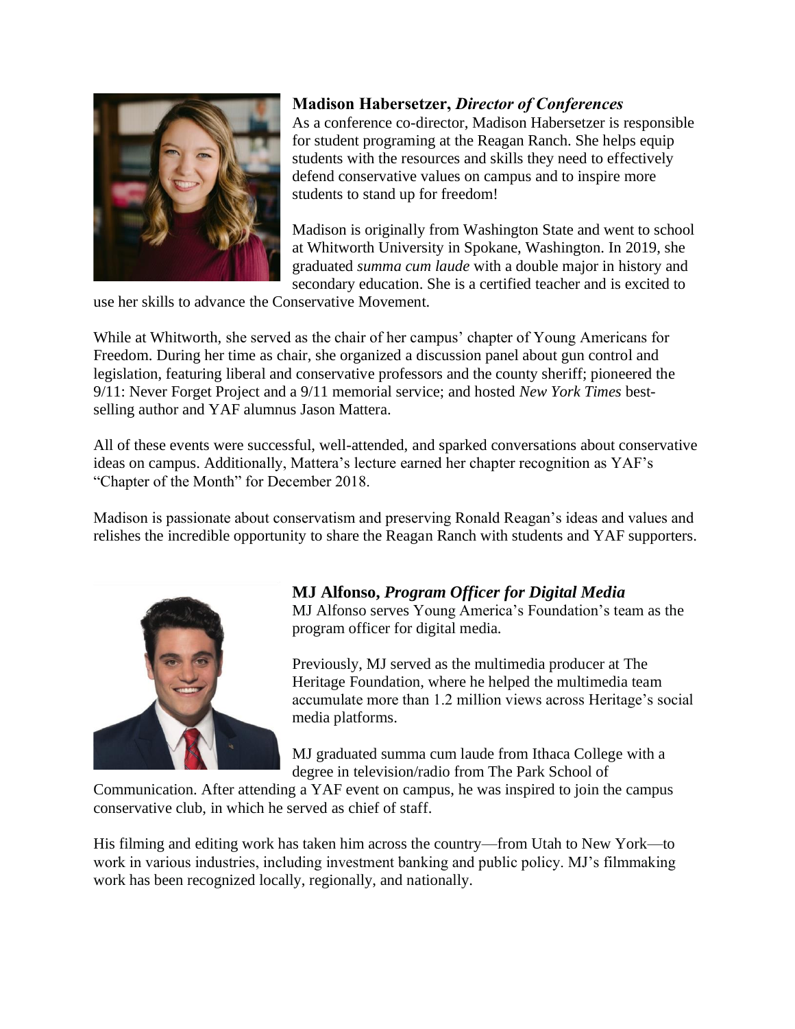**Madison Habersetzer,** ***Director of Conferences***

As a conference co-director, Madison Habersetzer is responsible for student programing at the Reagan Ranch. She helps equip students with the resources and skills they need to effectively defend conservative values on campus and to inspire more students to stand up for freedom!

Madison is originally from Washington State and went to school at Whitworth University in Spokane, Washington. In 2019, she graduated *summa cum laude* with a double major in history and secondary education. She is a certified teacher and is excited to use her skills to advance the Conservative Movement.

While at Whitworth, she served as the chair of her campus' chapter of Young Americans for Freedom. During her time as chair, she organized a discussion panel about gun control and legislation, featuring liberal and conservative professors and the county sheriff; pioneered the 9/11: Never Forget Project and a 9/11 memorial service; and hosted *New York Times* best-selling author and YAF alumnus Jason Mattera.

All of these events were successful, well-attended, and sparked conversations about conservative ideas on campus. Additionally, Mattera's lecture earned her chapter recognition as YAF's "Chapter of the Month" for December 2018.

Madison is passionate about conservatism and preserving Ronald Reagan's ideas and values and relishes the incredible opportunity to share the Reagan Ranch with students and YAF supporters.

**MJ Alfonso,** ***Program Officer for Digital Media***

MJ Alfonso serves Young America's Foundation's team as the program officer for digital media.

Previously, MJ served as the multimedia producer at The Heritage Foundation, where he helped the multimedia team accumulate more than 1.2 million views across Heritage's social media platforms.

MJ graduated summa cum laude from Ithaca College with a degree in television/radio from The Park School of Communication. After attending a YAF event on campus, he was inspired to join the campus conservative club, in which he served as chief of staff.

His filming and editing work has taken him across the country—from Utah to New York—to work in various industries, including investment banking and public policy. MJ's filmmaking work has been recognized locally, regionally, and nationally.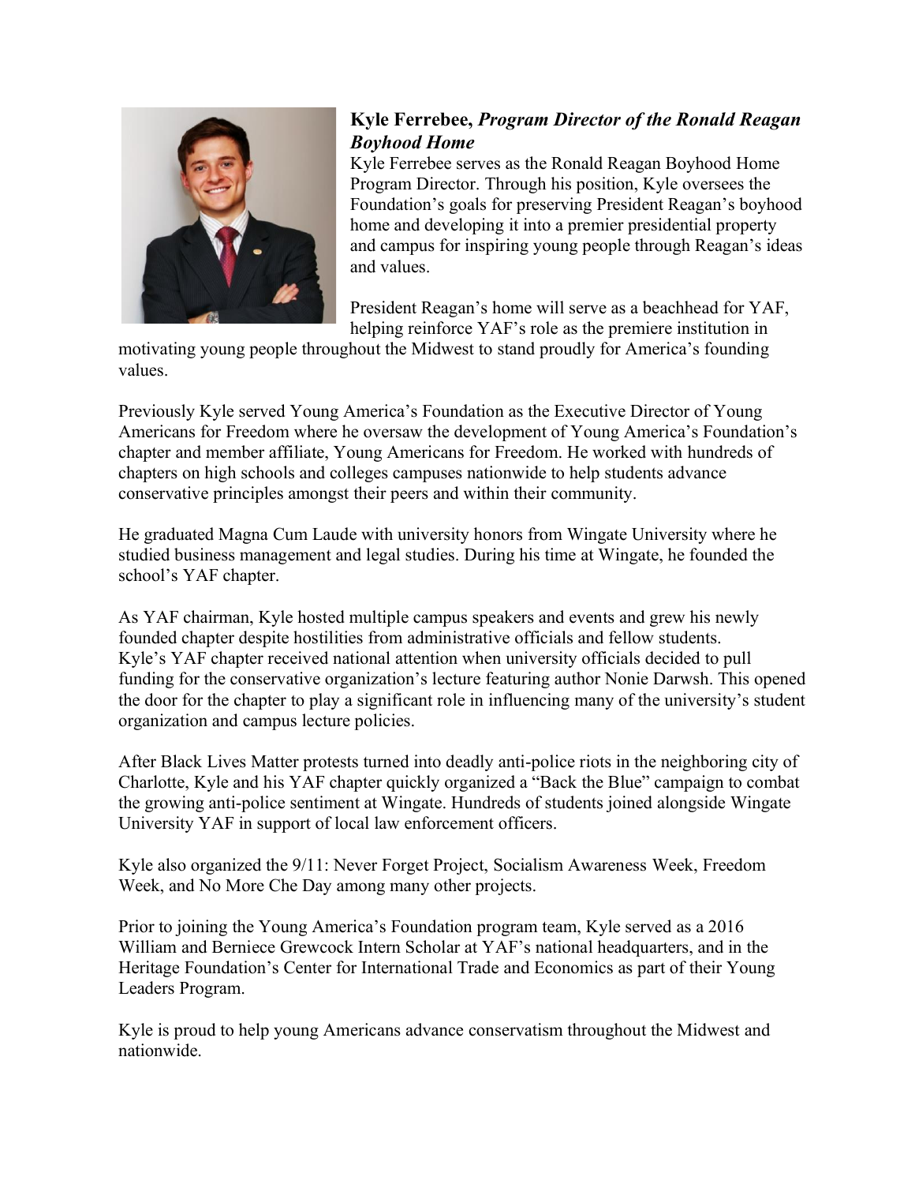**Kyle Ferrebee,** ***Program Director of the Ronald Reagan Boyhood Home***

Kyle Ferrebee serves as the Ronald Reagan Boyhood Home Program Director. Through his position, Kyle oversees the Foundation's goals for preserving President Reagan's boyhood home and developing it into a premier presidential property and campus for inspiring young people through Reagan's ideas and values.

President Reagan's home will serve as a beachhead for YAF, helping reinforce YAF's role as the premiere institution in motivating young people throughout the Midwest to stand proudly for America's founding values.

Previously Kyle served Young America's Foundation as the Executive Director of Young Americans for Freedom where he oversaw the development of Young America's Foundation's chapter and member affiliate, Young Americans for Freedom. He worked with hundreds of chapters on high schools and colleges campuses nationwide to help students advance conservative principles amongst their peers and within their community.

He graduated Magna Cum Laude with university honors from Wingate University where he studied business management and legal studies. During his time at Wingate, he founded the school's YAF chapter.

As YAF chairman, Kyle hosted multiple campus speakers and events and grew his newly founded chapter despite hostilities from administrative officials and fellow students. Kyle's YAF chapter received national attention when university officials decided to pull funding for the conservative organization's lecture featuring author Nonie Darwsh. This opened the door for the chapter to play a significant role in influencing many of the university's student organization and campus lecture policies.

After Black Lives Matter protests turned into deadly anti-police riots in the neighboring city of Charlotte, Kyle and his YAF chapter quickly organized a "Back the Blue" campaign to combat the growing anti-police sentiment at Wingate. Hundreds of students joined alongside Wingate University YAF in support of local law enforcement officers.

Kyle also organized the 9/11: Never Forget Project, Socialism Awareness Week, Freedom Week, and No More Che Day among many other projects.

Prior to joining the Young America's Foundation program team, Kyle served as a 2016 William and Berniece Grewcock Intern Scholar at YAF's national headquarters, and in the Heritage Foundation's Center for International Trade and Economics as part of their Young Leaders Program.

Kyle is proud to help young Americans advance conservatism throughout the Midwest and nationwide.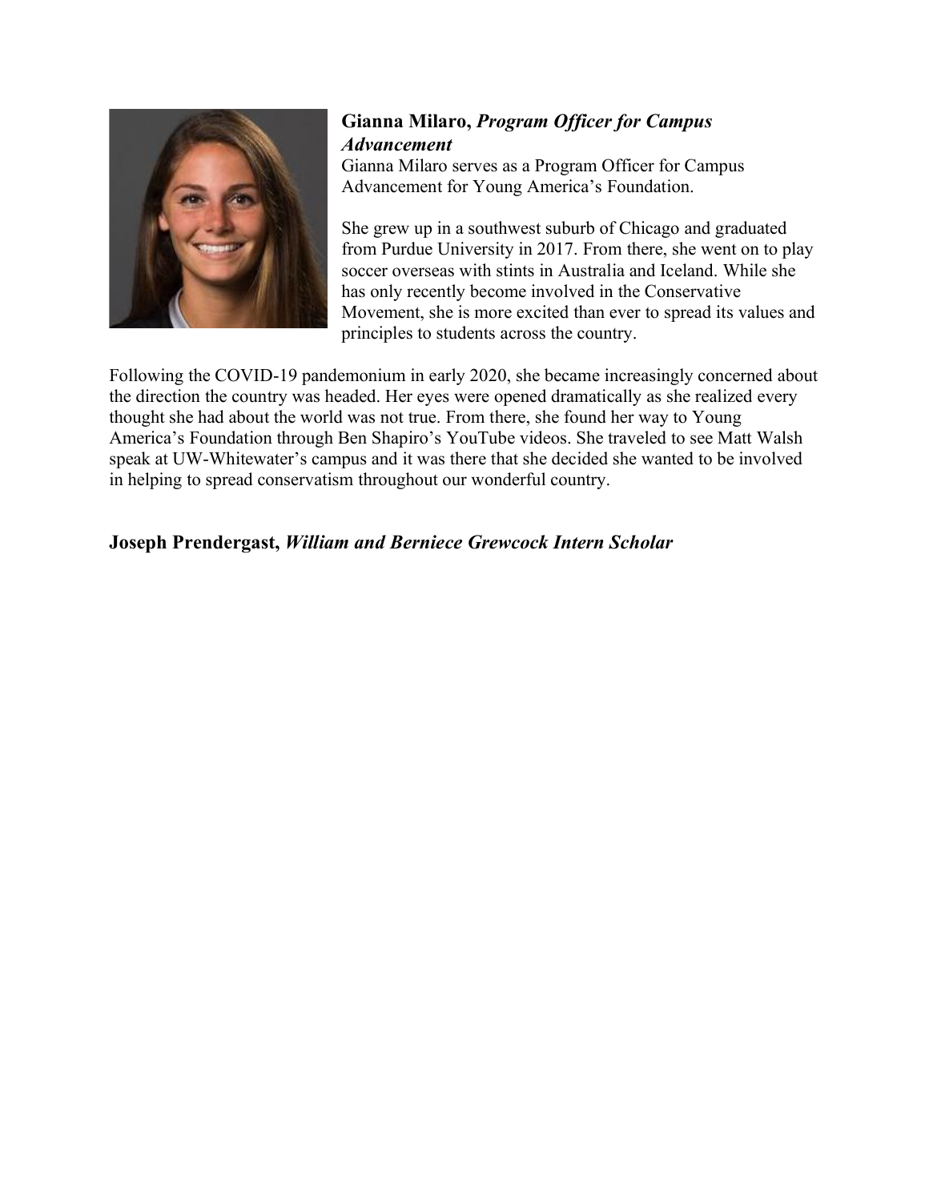**Gianna Milaro,** ***Program Officer for Campus Advancement***

Gianna Milaro serves as a Program Officer for Campus Advancement for Young America's Foundation.

She grew up in a southwest suburb of Chicago and graduated from Purdue University in 2017. From there, she went on to play soccer overseas with stints in Australia and Iceland. While she has only recently become involved in the Conservative Movement, she is more excited than ever to spread its values and principles to students across the country.

Following the COVID-19 pandemonium in early 2020, she became increasingly concerned about the direction the country was headed. Her eyes were opened dramatically as she realized every thought she had about the world was not true. From there, she found her way to Young America's Foundation through Ben Shapiro's YouTube videos. She traveled to see Matt Walsh speak at UW-Whitewater's campus and it was there that she decided she wanted to be involved in helping to spread conservatism throughout our wonderful country.

**Joseph Prendergast,** ***William and Berniece Grewcock Intern Scholar***